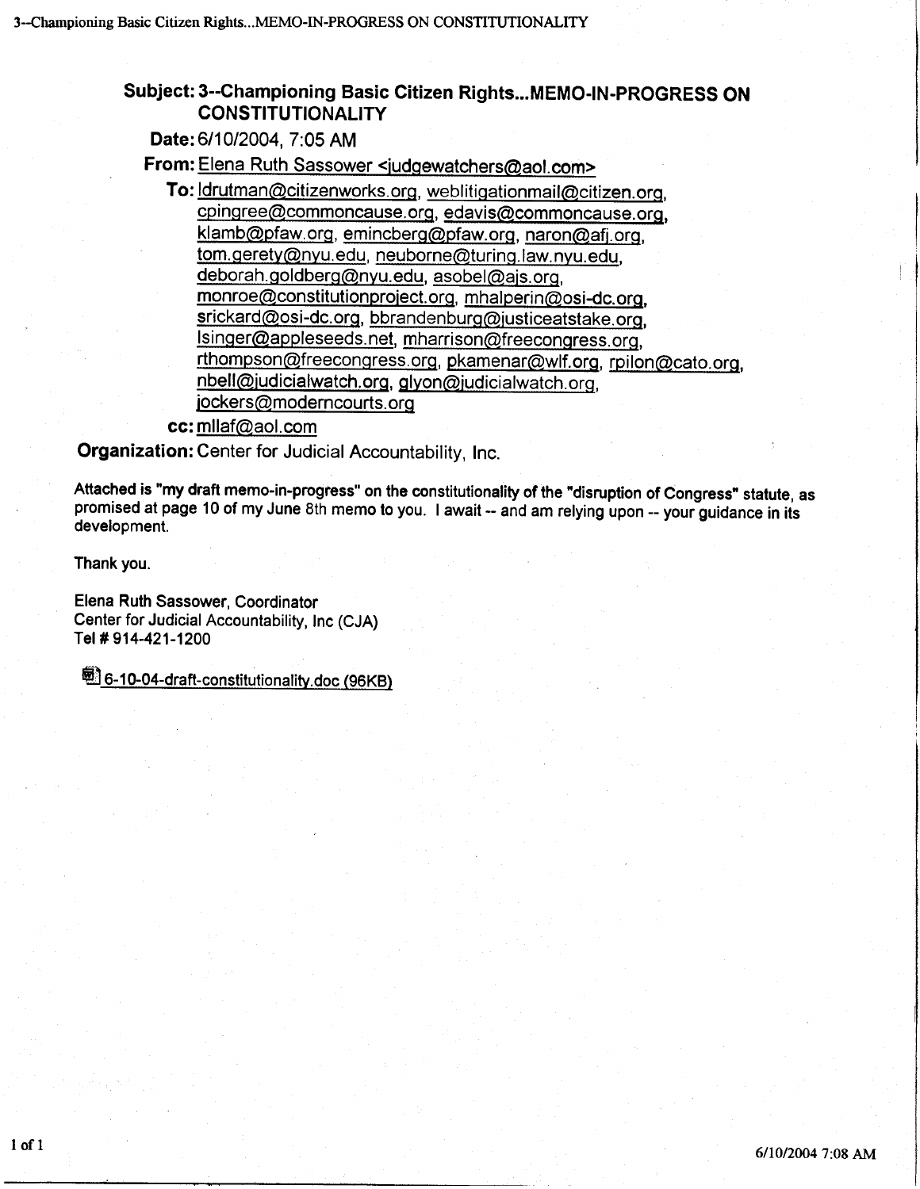**Subject:** 3--Championing Basic Citizen Rights...MEMO-IN-PROGRESS ON CONSTITUTIONALITY

**Date:** 6/10/2004, 7:05 AM

**From:** Elena Ruth Sassower <judgewatchers@aol.com>

**To:** ldrutman@citizenworks.org, weblitigationmail@citizen.org, cpingree@commoncause.org, edavis@commoncause.org, klamb@pfaw.org, emincberg@pfaw.org, naron@afj.org, tom.gerety@nyu.edu, neuborne@turing.law.nyu.edu, deborah.goldberg@nyu.edu, asobel@ajs.org, monroe@constitutionproject.org, mhalperin@osi-dc.org, srickard@osi-dc.org, bbrandenburg@justiceatstake.org, lsinger@appleseeds.net, mharrison@freecongress.org, rthompson@freecongress.org, pkamenar@wlf.org, rpilon@cato.org, nbell@judicialwatch.org, glyon@judicialwatch.org, jockers@moderncourts.org

**cc:** mllaf@aol.com

**Organization:** Center for Judicial Accountability, Inc.

Attached is "my draft memo-in-progress" on the constitutionality of the "disruption of Congress" statute, as promised at page 10 of my June 8th memo to you. I await -- and am relying upon -- your guidance in its development.

Thank you.

Elena Ruth Sassower, Coordinator
Center for Judicial Accountability, Inc (CJA)
Tel # 914-421-1200

6-10-04-draft-constitutionality.doc (96KB)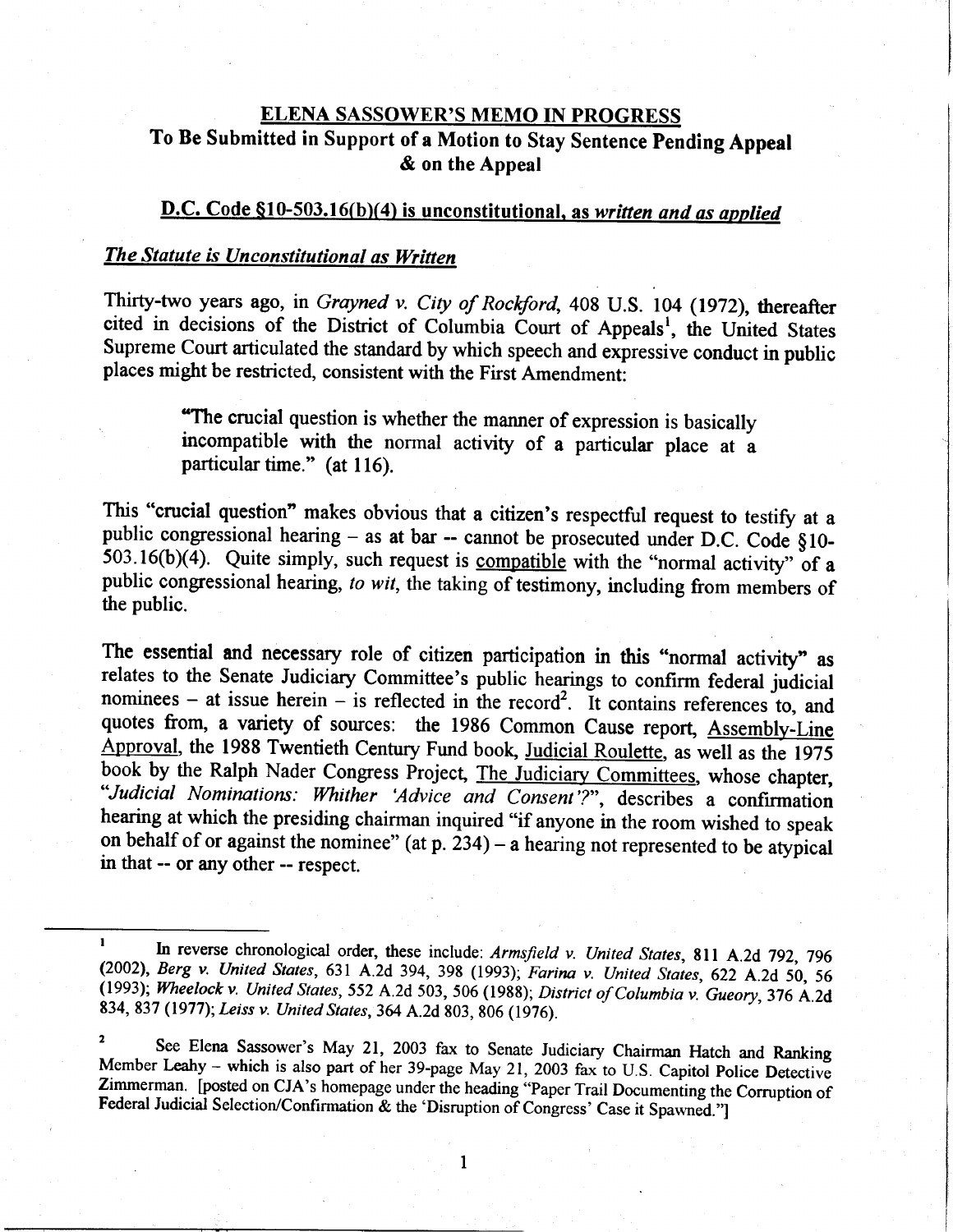## ELENA SASSOWER'S MEMO IN PROGRESS

### To Be Submitted in Support of a Motion to Stay Sentence Pending Appeal & on the Appeal

### D.C. Code §10-503.16(b)(4) is unconstitutional, as *written and as applied*

#### *The Statute is Unconstitutional as Written*

Thirty-two years ago, in *Grayned v. City of Rockford*, 408 U.S. 104 (1972), thereafter cited in decisions of the District of Columbia Court of Appeals[1], the United States Supreme Court articulated the standard by which speech and expressive conduct in public places might be restricted, consistent with the First Amendment:

> "The crucial question is whether the manner of expression is basically incompatible with the normal activity of a particular place at a particular time." (at 116).

This "crucial question" makes obvious that a citizen's respectful request to testify at a public congressional hearing – as at bar -- cannot be prosecuted under D.C. Code §10-503.16(b)(4). Quite simply, such request is compatible with the "normal activity" of a public congressional hearing, *to wit*, the taking of testimony, including from members of the public.

The essential and necessary role of citizen participation in this "normal activity" as relates to the Senate Judiciary Committee's public hearings to confirm federal judicial nominees – at issue herein – is reflected in the record[2]. It contains references to, and quotes from, a variety of sources: the 1986 Common Cause report, Assembly-Line Approval, the 1988 Twentieth Century Fund book, Judicial Roulette, as well as the 1975 book by the Ralph Nader Congress Project, The Judiciary Committees, whose chapter, "*Judicial Nominations: Whither 'Advice and Consent'?*", describes a confirmation hearing at which the presiding chairman inquired "if anyone in the room wished to speak on behalf of or against the nominee" (at p. 234) – a hearing not represented to be atypical in that -- or any other -- respect.

---

[1] In reverse chronological order, these include: *Armsfield v. United States*, 811 A.2d 792, 796 (2002), *Berg v. United States*, 631 A.2d 394, 398 (1993); *Farina v. United States*, 622 A.2d 50, 56 (1993); *Wheelock v. United States*, 552 A.2d 503, 506 (1988); *District of Columbia v. Gueory*, 376 A.2d 834, 837 (1977); *Leiss v. United States*, 364 A.2d 803, 806 (1976).

[2] See Elena Sassower's May 21, 2003 fax to Senate Judiciary Chairman Hatch and Ranking Member Leahy – which is also part of her 39-page May 21, 2003 fax to U.S. Capitol Police Detective Zimmerman. [posted on CJA's homepage under the heading "Paper Trail Documenting the Corruption of Federal Judicial Selection/Confirmation & the 'Disruption of Congress' Case it Spawned."]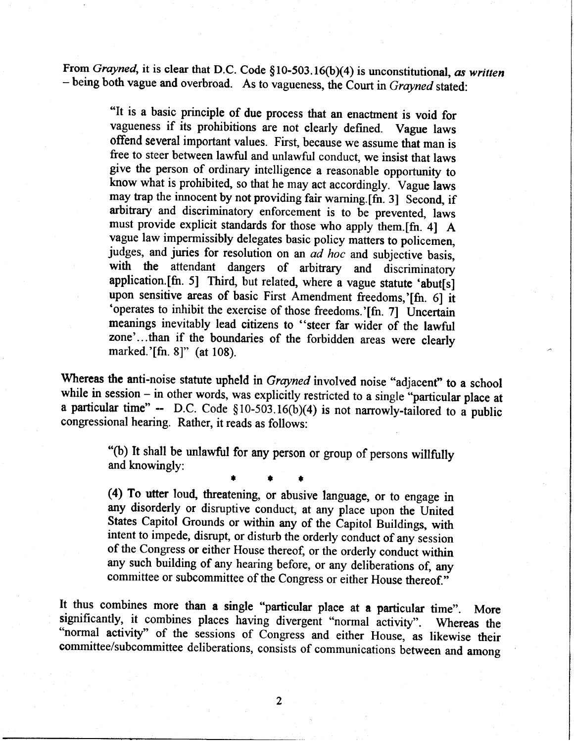From *Grayned*, it is clear that D.C. Code §10-503.16(b)(4) is unconstitutional, *as written* – being both vague and overbroad. As to vagueness, the Court in *Grayned* stated:

> "It is a basic principle of due process that an enactment is void for vagueness if its prohibitions are not clearly defined. Vague laws offend several important values. First, because we assume that man is free to steer between lawful and unlawful conduct, we insist that laws give the person of ordinary intelligence a reasonable opportunity to know what is prohibited, so that he may act accordingly. Vague laws may trap the innocent by not providing fair warning.[fn. 3] Second, if arbitrary and discriminatory enforcement is to be prevented, laws must provide explicit standards for those who apply them.[fn. 4] A vague law impermissibly delegates basic policy matters to policemen, judges, and juries for resolution on an *ad hoc* and subjective basis, with the attendant dangers of arbitrary and discriminatory application.[fn. 5] Third, but related, where a vague statute 'abut[s] upon sensitive areas of basic First Amendment freedoms,'[fn. 6] it 'operates to inhibit the exercise of those freedoms.'[fn. 7] Uncertain meanings inevitably lead citizens to ''steer far wider of the lawful zone'...than if the boundaries of the forbidden areas were clearly marked.'[fn. 8]" (at 108).

Whereas the anti-noise statute upheld in *Grayned* involved noise "adjacent" to a school while in session – in other words, was explicitly restricted to a single "particular place at a particular time" -- D.C. Code §10-503.16(b)(4) is not narrowly-tailored to a public congressional hearing. Rather, it reads as follows:

> "(b) It shall be unlawful for any person or group of persons willfully and knowingly:
>
> \* \* \*
>
> (4) To utter loud, threatening, or abusive language, or to engage in any disorderly or disruptive conduct, at any place upon the United States Capitol Grounds or within any of the Capitol Buildings, with intent to impede, disrupt, or disturb the orderly conduct of any session of the Congress or either House thereof, or the orderly conduct within any such building of any hearing before, or any deliberations of, any committee or subcommittee of the Congress or either House thereof."

It thus combines more than a single "particular place at a particular time". More significantly, it combines places having divergent "normal activity". Whereas the "normal activity" of the sessions of Congress and either House, as likewise their committee/subcommittee deliberations, consists of communications between and among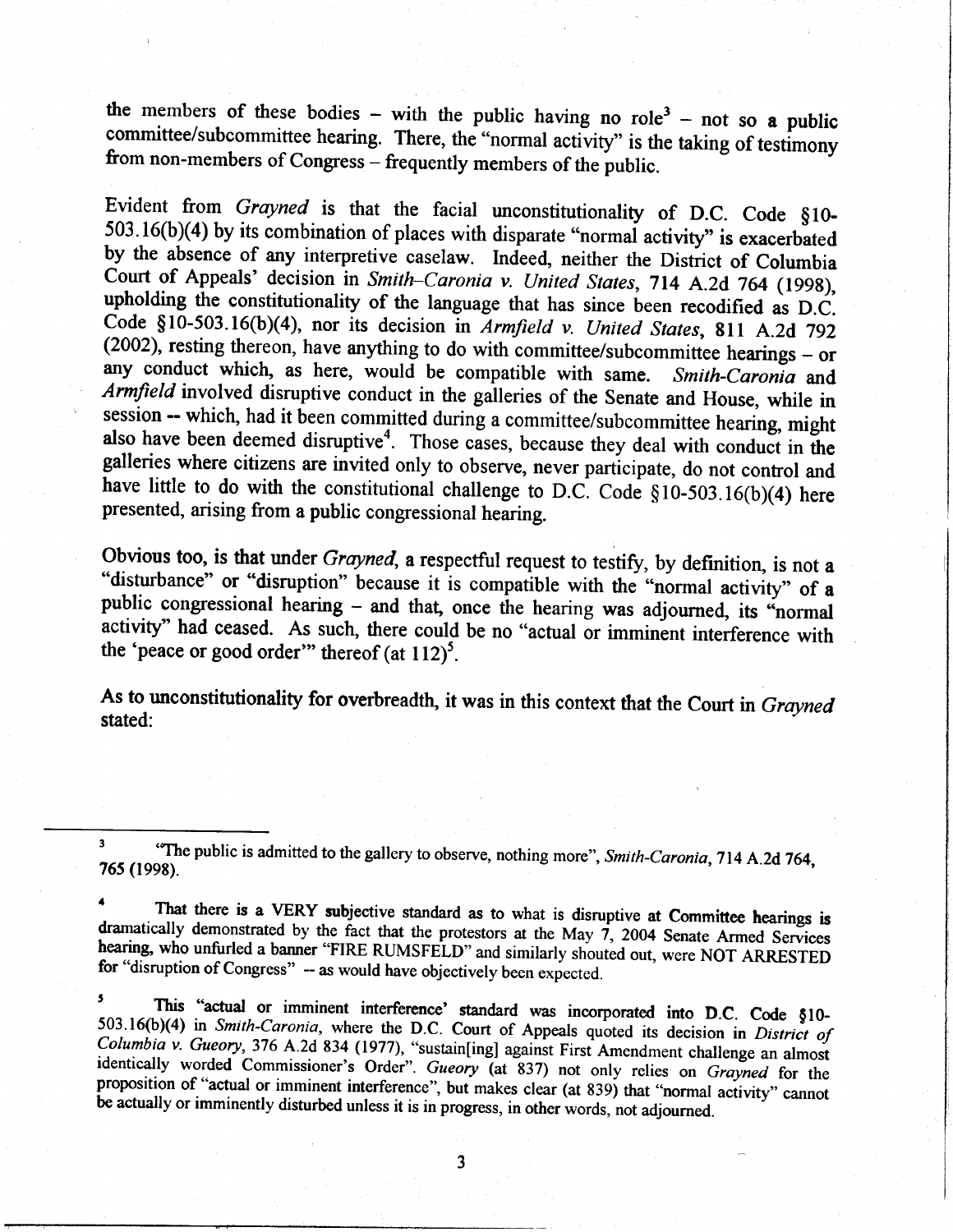the members of these bodies – with the public having no role[3] – not so a public committee/subcommittee hearing. There, the "normal activity" is the taking of testimony from non-members of Congress – frequently members of the public.

Evident from *Grayned* is that the facial unconstitutionality of D.C. Code §10-503.16(b)(4) by its combination of places with disparate "normal activity" is exacerbated by the absence of any interpretive caselaw. Indeed, neither the District of Columbia Court of Appeals' decision in *Smith–Caronia v. United States*, 714 A.2d 764 (1998), upholding the constitutionality of the language that has since been recodified as D.C. Code §10-503.16(b)(4), nor its decision in *Armfield v. United States*, 811 A.2d 792 (2002), resting thereon, have anything to do with committee/subcommittee hearings – or any conduct which, as here, would be compatible with same. *Smith-Caronia* and *Armfield* involved disruptive conduct in the galleries of the Senate and House, while in session -- which, had it been committed during a committee/subcommittee hearing, might also have been deemed disruptive[4]. Those cases, because they deal with conduct in the galleries where citizens are invited only to observe, never participate, do not control and have little to do with the constitutional challenge to D.C. Code §10-503.16(b)(4) here presented, arising from a public congressional hearing.

Obvious too, is that under *Grayned*, a respectful request to testify, by definition, is not a "disturbance" or "disruption" because it is compatible with the "normal activity" of a public congressional hearing – and that, once the hearing was adjourned, its "normal activity" had ceased. As such, there could be no "actual or imminent interference with the 'peace or good order'" thereof (at 112)[5].

As to unconstitutionality for overbreadth, it was in this context that the Court in *Grayned* stated:

---

[3] "The public is admitted to the gallery to observe, nothing more", *Smith-Caronia*, 714 A.2d 764, 765 (1998).

[4] That there is a VERY subjective standard as to what is disruptive at Committee hearings is dramatically demonstrated by the fact that the protestors at the May 7, 2004 Senate Armed Services hearing, who unfurled a banner "FIRE RUMSFELD" and similarly shouted out, were NOT ARRESTED for "disruption of Congress" -- as would have objectively been expected.

[5] This "actual or imminent interference' standard was incorporated into D.C. Code §10-503.16(b)(4) in *Smith-Caronia*, where the D.C. Court of Appeals quoted its decision in *District of Columbia v. Gueory*, 376 A.2d 834 (1977), "sustain[ing] against First Amendment challenge an almost identically worded Commissioner's Order". *Gueory* (at 837) not only relies on *Grayned* for the proposition of "actual or imminent interference", but makes clear (at 839) that "normal activity" cannot be actually or imminently disturbed unless it is in progress, in other words, not adjourned.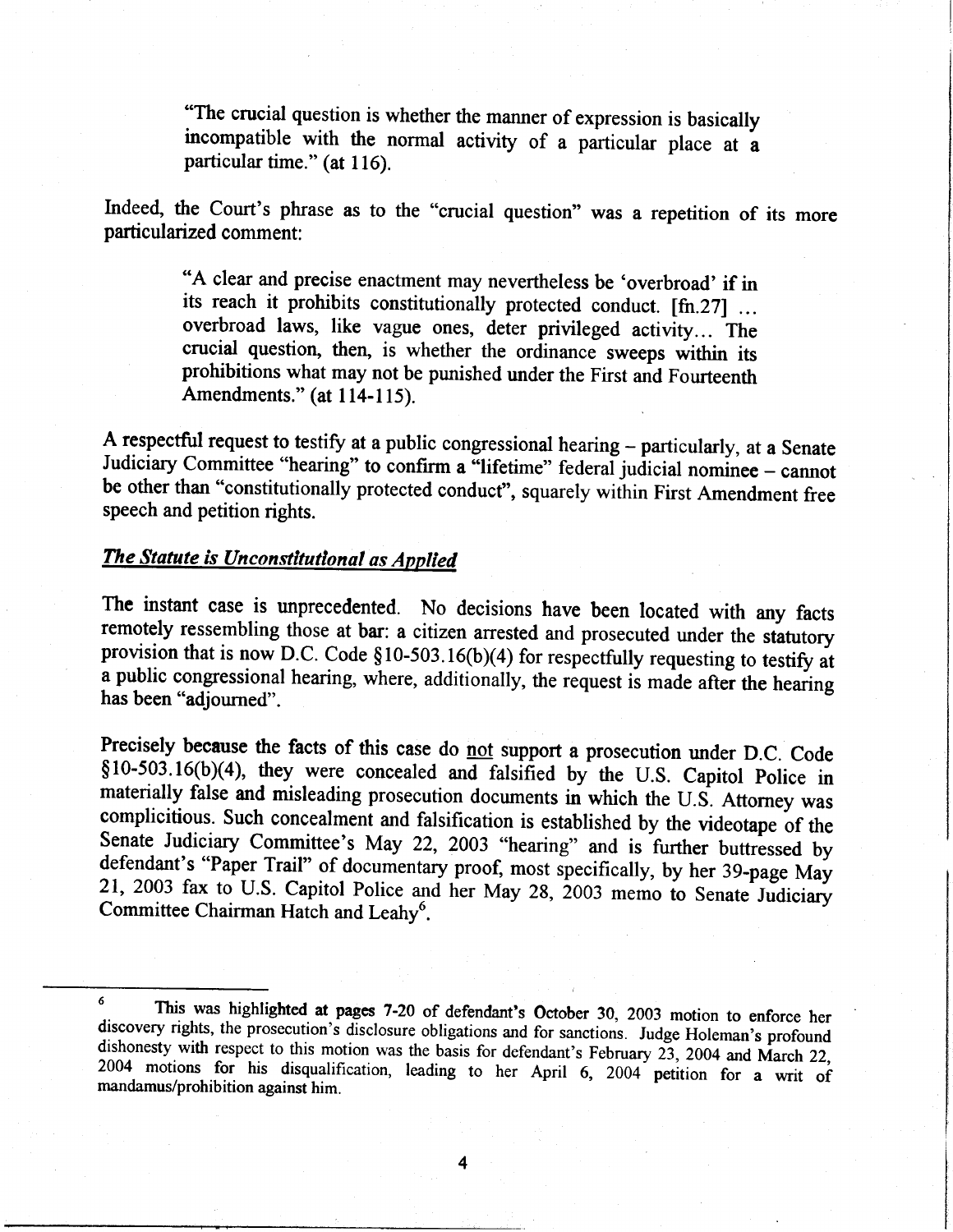> "The crucial question is whether the manner of expression is basically incompatible with the normal activity of a particular place at a particular time." (at 116).

Indeed, the Court's phrase as to the "crucial question" was a repetition of its more particularized comment:

> "A clear and precise enactment may nevertheless be 'overbroad' if in its reach it prohibits constitutionally protected conduct. [fn.27] ... overbroad laws, like vague ones, deter privileged activity... The crucial question, then, is whether the ordinance sweeps within its prohibitions what may not be punished under the First and Fourteenth Amendments." (at 114-115).

A respectful request to testify at a public congressional hearing – particularly, at a Senate Judiciary Committee "hearing" to confirm a "lifetime" federal judicial nominee – cannot be other than "constitutionally protected conduct", squarely within First Amendment free speech and petition rights.

***The Statute is Unconstitutional as Applied***

The instant case is unprecedented. No decisions have been located with any facts remotely ressembling those at bar: a citizen arrested and prosecuted under the statutory provision that is now D.C. Code §10-503.16(b)(4) for respectfully requesting to testify at a public congressional hearing, where, additionally, the request is made after the hearing has been "adjourned".

Precisely because the facts of this case do not support a prosecution under D.C. Code §10-503.16(b)(4), they were concealed and falsified by the U.S. Capitol Police in materially false and misleading prosecution documents in which the U.S. Attorney was complicitious. Such concealment and falsification is established by the videotape of the Senate Judiciary Committee's May 22, 2003 "hearing" and is further buttressed by defendant's "Paper Trail" of documentary proof, most specifically, by her 39-page May 21, 2003 fax to U.S. Capitol Police and her May 28, 2003 memo to Senate Judiciary Committee Chairman Hatch and Leahy[6].

---

[6] This was highlighted at pages 7-20 of defendant's October 30, 2003 motion to enforce her discovery rights, the prosecution's disclosure obligations and for sanctions. Judge Holeman's profound dishonesty with respect to this motion was the basis for defendant's February 23, 2004 and March 22, 2004 motions for his disqualification, leading to her April 6, 2004 petition for a writ of mandamus/prohibition against him.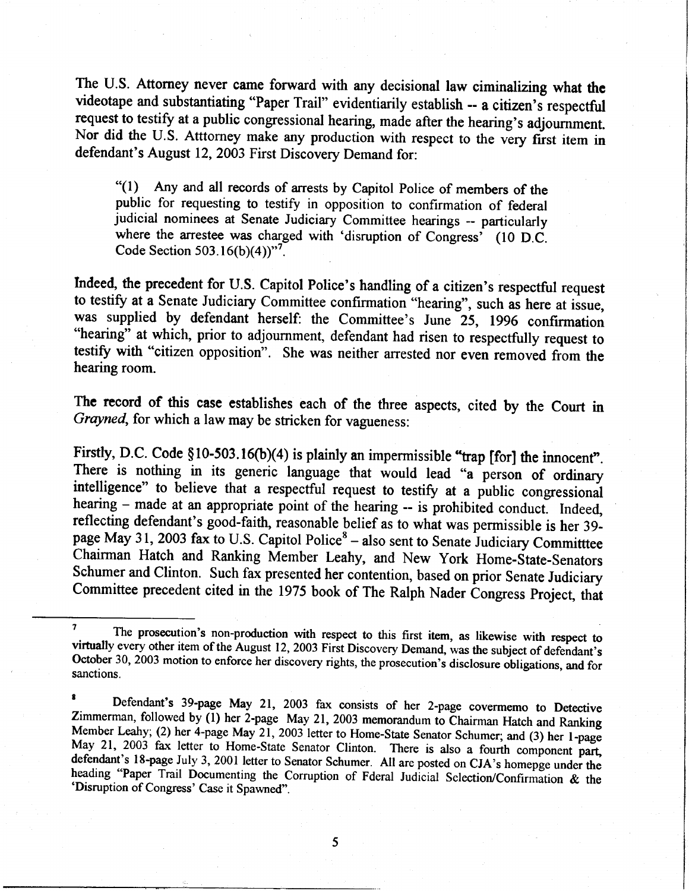The U.S. Attorney never came forward with any decisional law ciminalizing what the videotape and substantiating "Paper Trail" evidentiarily establish -- a citizen's respectful request to testify at a public congressional hearing, made after the hearing's adjournment. Nor did the U.S. Atttorney make any production with respect to the very first item in defendant's August 12, 2003 First Discovery Demand for:

> "(1) Any and all records of arrests by Capitol Police of members of the public for requesting to testify in opposition to confirmation of federal judicial nominees at Senate Judiciary Committee hearings -- particularly where the arrestee was charged with 'disruption of Congress' (10 D.C. Code Section 503.16(b)(4))"[7].

Indeed, the precedent for U.S. Capitol Police's handling of a citizen's respectful request to testify at a Senate Judiciary Committee confirmation "hearing", such as here at issue, was supplied by defendant herself: the Committee's June 25, 1996 confirmation "hearing" at which, prior to adjournment, defendant had risen to respectfully request to testify with "citizen opposition". She was neither arrested nor even removed from the hearing room.

The record of this case establishes each of the three aspects, cited by the Court in *Grayned*, for which a law may be stricken for vagueness:

Firstly, D.C. Code §10-503.16(b)(4) is plainly an impermissible "trap [for] the innocent". There is nothing in its generic language that would lead "a person of ordinary intelligence" to believe that a respectful request to testify at a public congressional hearing – made at an appropriate point of the hearing -- is prohibited conduct. Indeed, reflecting defendant's good-faith, reasonable belief as to what was permissible is her 39-page May 31, 2003 fax to U.S. Capitol Police[8] – also sent to Senate Judiciary Committtee Chairman Hatch and Ranking Member Leahy, and New York Home-State-Senators Schumer and Clinton. Such fax presented her contention, based on prior Senate Judiciary Committee precedent cited in the 1975 book of The Ralph Nader Congress Project, that

---

[7] The prosecution's non-production with respect to this first item, as likewise with respect to virtually every other item of the August 12, 2003 First Discovery Demand, was the subject of defendant's October 30, 2003 motion to enforce her discovery rights, the prosecution's disclosure obligations, and for sanctions.

[8] Defendant's 39-page May 21, 2003 fax consists of her 2-page covermemo to Detective Zimmerman, followed by (1) her 2-page May 21, 2003 memorandum to Chairman Hatch and Ranking Member Leahy; (2) her 4-page May 21, 2003 letter to Home-State Senator Schumer; and (3) her 1-page May 21, 2003 fax letter to Home-State Senator Clinton. There is also a fourth component part, defendant's 18-page July 3, 2001 letter to Senator Schumer. All are posted on CJA's homepge under the heading "Paper Trail Documenting the Corruption of Fderal Judicial Selection/Confirmation & the 'Disruption of Congress' Case it Spawned".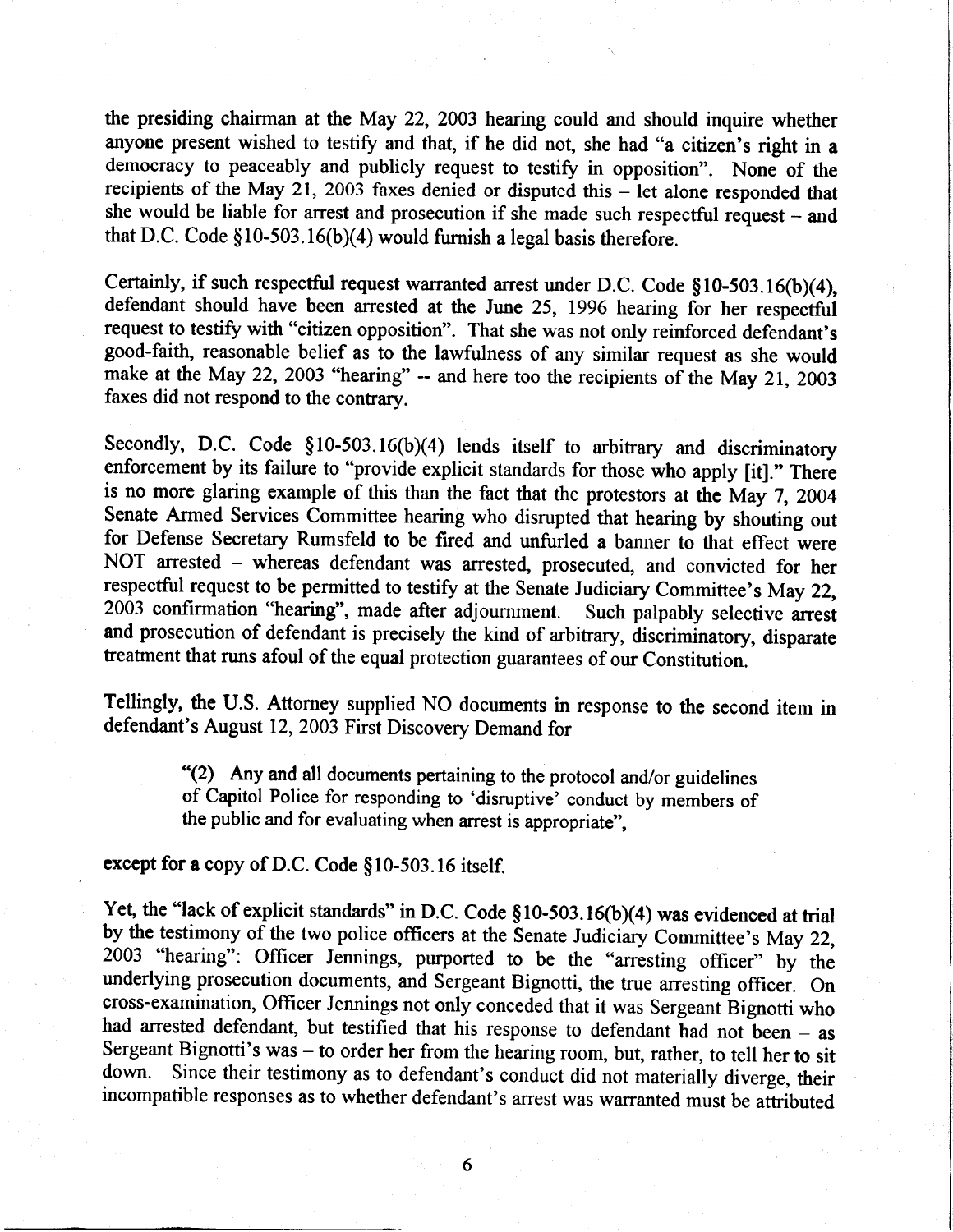the presiding chairman at the May 22, 2003 hearing could and should inquire whether anyone present wished to testify and that, if he did not, she had "a citizen's right in a democracy to peaceably and publicly request to testify in opposition". None of the recipients of the May 21, 2003 faxes denied or disputed this – let alone responded that she would be liable for arrest and prosecution if she made such respectful request – and that D.C. Code §10-503.16(b)(4) would furnish a legal basis therefore.

Certainly, if such respectful request warranted arrest under D.C. Code §10-503.16(b)(4), defendant should have been arrested at the June 25, 1996 hearing for her respectful request to testify with "citizen opposition". That she was not only reinforced defendant's good-faith, reasonable belief as to the lawfulness of any similar request as she would make at the May 22, 2003 "hearing" -- and here too the recipients of the May 21, 2003 faxes did not respond to the contrary.

Secondly, D.C. Code §10-503.16(b)(4) lends itself to arbitrary and discriminatory enforcement by its failure to "provide explicit standards for those who apply [it]." There is no more glaring example of this than the fact that the protestors at the May 7, 2004 Senate Armed Services Committee hearing who disrupted that hearing by shouting out for Defense Secretary Rumsfeld to be fired and unfurled a banner to that effect were NOT arrested – whereas defendant was arrested, prosecuted, and convicted for her respectful request to be permitted to testify at the Senate Judiciary Committee's May 22, 2003 confirmation "hearing", made after adjournment. Such palpably selective arrest and prosecution of defendant is precisely the kind of arbitrary, discriminatory, disparate treatment that runs afoul of the equal protection guarantees of our Constitution.

**Tellingly, the U.S. Attorney supplied NO documents in response to the second item in defendant's August 12, 2003 First Discovery Demand for**

> "(2) Any and all documents pertaining to the protocol and/or guidelines of Capitol Police for responding to 'disruptive' conduct by members of the public and for evaluating when arrest is appropriate",

**except for a** copy of D.C. Code §10-503.16 itself.

Yet, the "lack of explicit standards" in D.C. Code §10-503.16(b)(4) **was evidenced at trial** by the testimony of the two police officers at the Senate Judiciary Committee's May 22, 2003 "hearing": Officer Jennings, purported to be the "arresting officer" by the underlying prosecution documents, and Sergeant Bignotti, the true arresting officer. On cross-examination, Officer Jennings not only conceded that it was Sergeant Bignotti who had arrested defendant, but testified that his response to defendant had not been – as Sergeant Bignotti's was – to order her from the hearing room, but, rather, to tell her to sit down. Since their testimony as to defendant's conduct did not materially diverge, their incompatible responses as to whether defendant's arrest was warranted must be attributed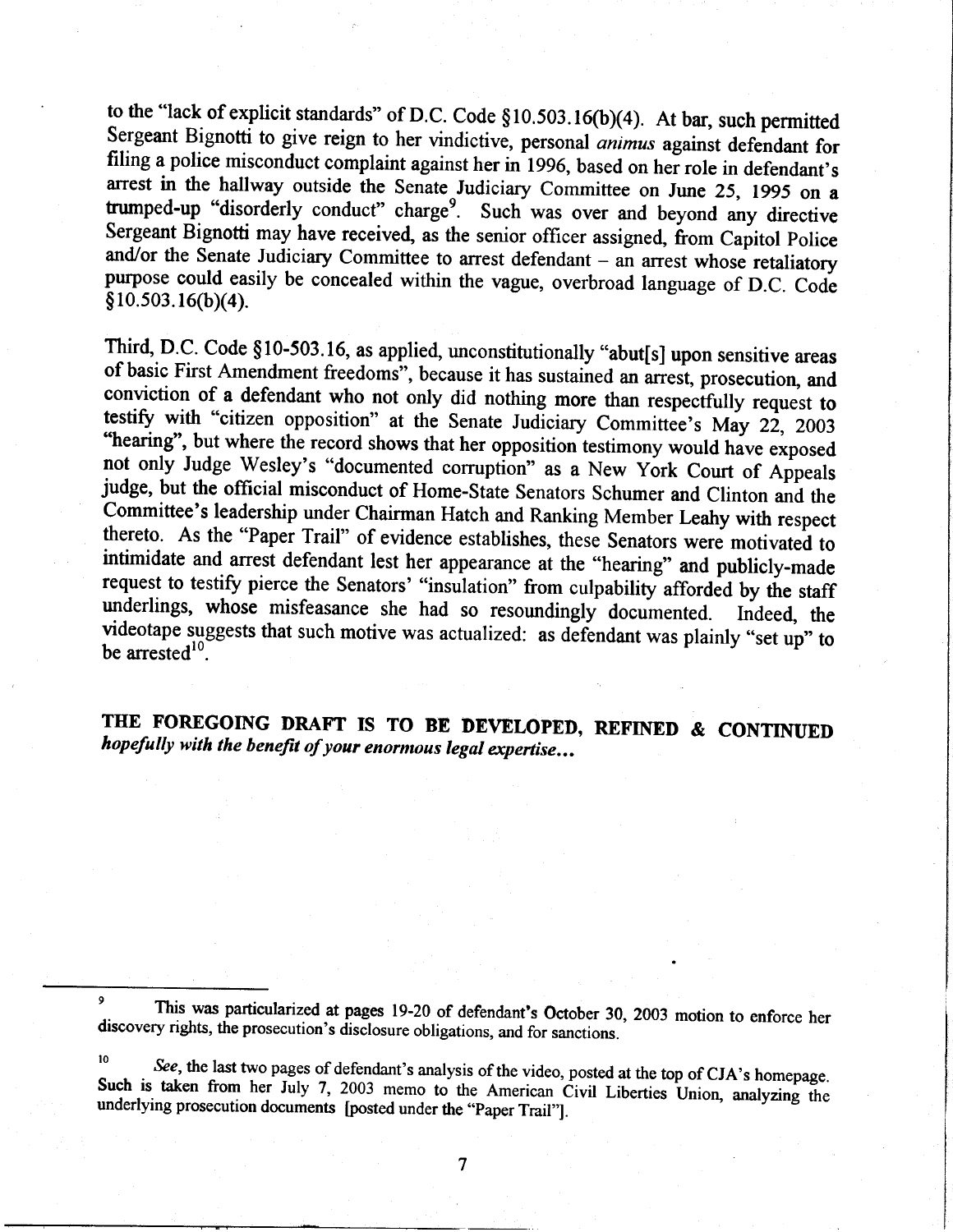to the "lack of explicit standards" of D.C. Code §10.503.16(b)(4). At bar, such permitted Sergeant Bignotti to give reign to her vindictive, personal *animus* against defendant for filing a police misconduct complaint against her in 1996, based on her role in defendant's arrest in the hallway outside the Senate Judiciary Committee on June 25, 1995 on a trumped-up "disorderly conduct" charge[9]. Such was over and beyond any directive Sergeant Bignotti may have received, as the senior officer assigned, from Capitol Police and/or the Senate Judiciary Committee to arrest defendant – an arrest whose retaliatory purpose could easily be concealed within the vague, overbroad language of D.C. Code §10.503.16(b)(4).

Third, D.C. Code §10-503.16, as applied, unconstitutionally "abut[s] upon sensitive areas of basic First Amendment freedoms", because it has sustained an arrest, prosecution, and conviction of a defendant who not only did nothing more than respectfully request to testify with "citizen opposition" at the Senate Judiciary Committee's May 22, 2003 "hearing", but where the record shows that her opposition testimony would have exposed not only Judge Wesley's "documented corruption" as a New York Court of Appeals judge, but the official misconduct of Home-State Senators Schumer and Clinton and the Committee's leadership under Chairman Hatch and Ranking Member Leahy with respect thereto. As the "Paper Trail" of evidence establishes, these Senators were motivated to intimidate and arrest defendant lest her appearance at the "hearing" and publicly-made request to testify pierce the Senators' "insulation" from culpability afforded by the staff underlings, whose misfeasance she had so resoundingly documented. Indeed, the videotape suggests that such motive was actualized: as defendant was plainly "set up" to be arrested[10].

**THE FOREGOING DRAFT IS TO BE DEVELOPED, REFINED & CONTINUED** ***hopefully with the benefit of your enormous legal expertise...***

---

[9] This was particularized at pages 19-20 of defendant's October 30, 2003 motion to enforce her discovery rights, the prosecution's disclosure obligations, and for sanctions.

[10] *See*, the last two pages of defendant's analysis of the video, posted at the top of CJA's homepage. Such is taken from her July 7, 2003 memo to the American Civil Liberties Union, analyzing the underlying prosecution documents [posted under the "Paper Trail"].